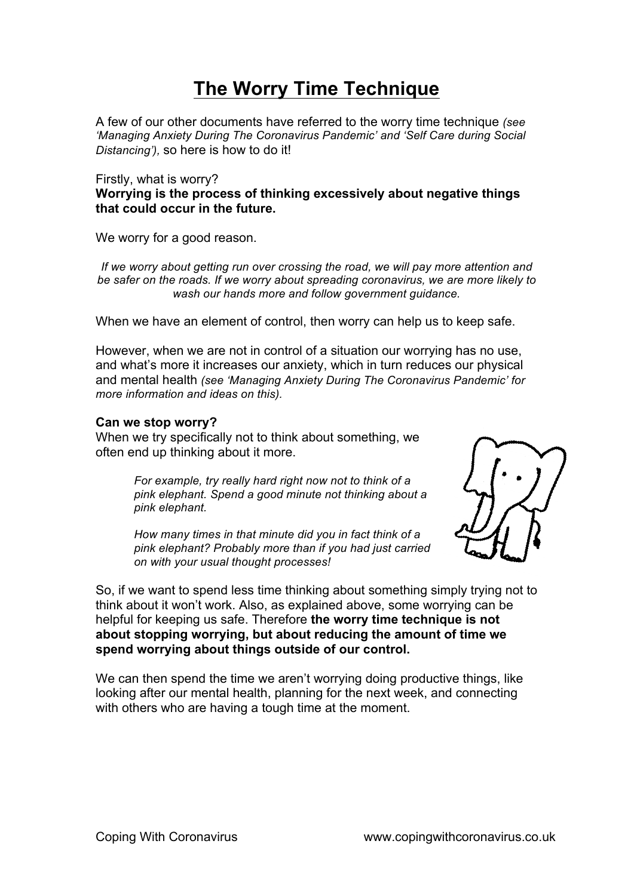# The Worry Time Technique

A few of our other documents have referred to the worry time technique *(see 'Managing Anxiety During The Coronavirus Pandemic' and 'Self Care during Social Distancing'),* so here is how to do it!

Firstly, what is worry?
**Worrying is the process of thinking excessively about negative things that could occur in the future.**

We worry for a good reason.

*If we worry about getting run over crossing the road, we will pay more attention and be safer on the roads. If we worry about spreading coronavirus, we are more likely to wash our hands more and follow government guidance.*

When we have an element of control, then worry can help us to keep safe.

However, when we are not in control of a situation our worrying has no use, and what's more it increases our anxiety, which in turn reduces our physical and mental health *(see 'Managing Anxiety During The Coronavirus Pandemic' for more information and ideas on this).*

**Can we stop worry?**
When we try specifically not to think about something, we often end up thinking about it more.

> *For example, try really hard right now not to think of a pink elephant. Spend a good minute not thinking about a pink elephant.*
>
> *How many times in that minute did you in fact think of a pink elephant? Probably more than if you had just carried on with your usual thought processes!*

So, if we want to spend less time thinking about something simply trying not to think about it won't work. Also, as explained above, some worrying can be helpful for keeping us safe. Therefore **the worry time technique is not about stopping worrying, but about reducing the amount of time we spend worrying about things outside of our control.**

We can then spend the time we aren't worrying doing productive things, like looking after our mental health, planning for the next week, and connecting with others who are having a tough time at the moment.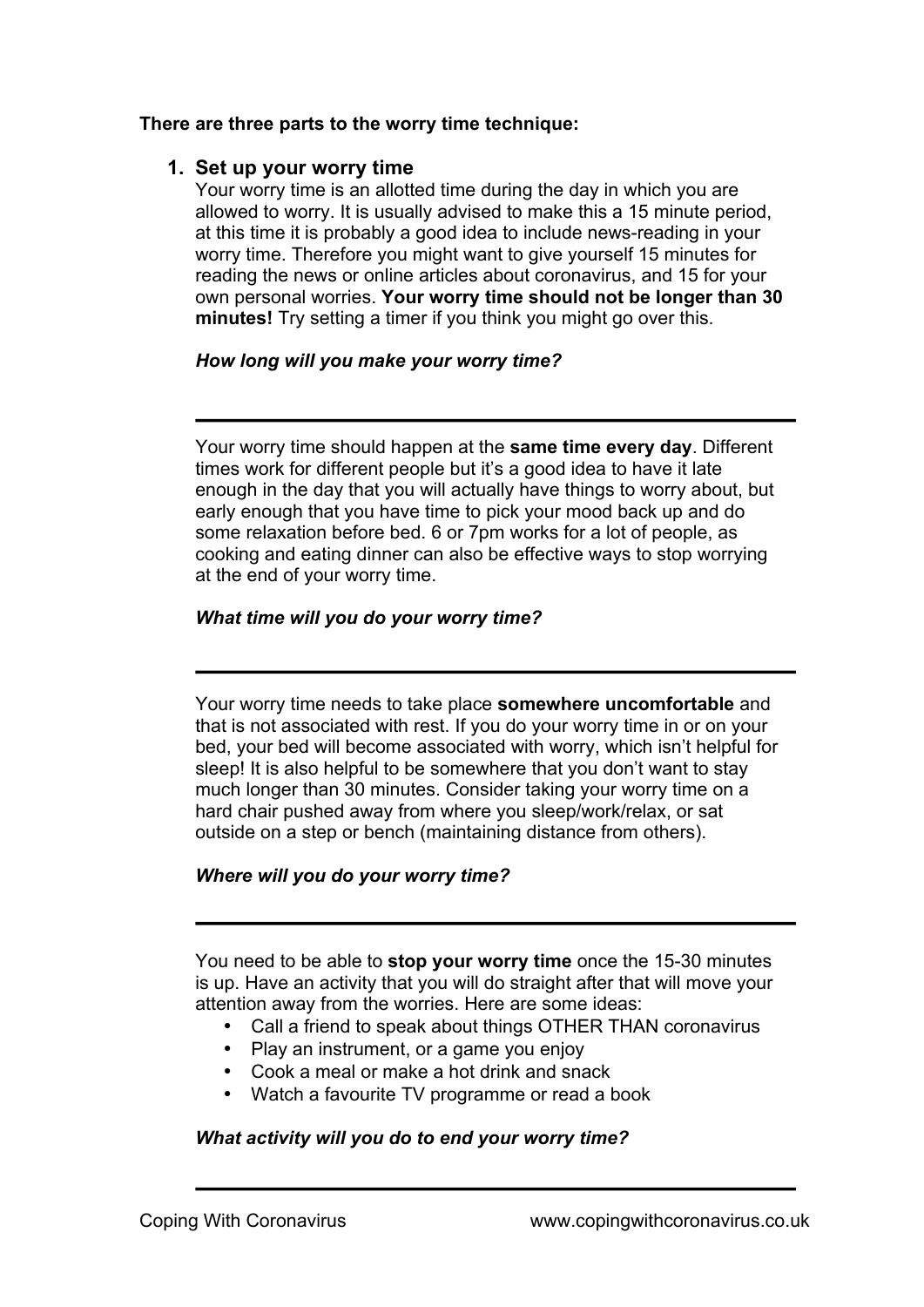**There are three parts to the worry time technique:**

1. **Set up your worry time**

   Your worry time is an allotted time during the day in which you are allowed to worry. It is usually advised to make this a 15 minute period, at this time it is probably a good idea to include news-reading in your worry time. Therefore you might want to give yourself 15 minutes for reading the news or online articles about coronavirus, and 15 for your own personal worries. **Your worry time should not be longer than 30 minutes!** Try setting a timer if you think you might go over this.

   ***How long will you make your worry time?***

   ---

   Your worry time should happen at the **same time every day**. Different times work for different people but it's a good idea to have it late enough in the day that you will actually have things to worry about, but early enough that you have time to pick your mood back up and do some relaxation before bed. 6 or 7pm works for a lot of people, as cooking and eating dinner can also be effective ways to stop worrying at the end of your worry time.

   ***What time will you do your worry time?***

   ---

   Your worry time needs to take place **somewhere uncomfortable** and that is not associated with rest. If you do your worry time in or on your bed, your bed will become associated with worry, which isn't helpful for sleep! It is also helpful to be somewhere that you don't want to stay much longer than 30 minutes. Consider taking your worry time on a hard chair pushed away from where you sleep/work/relax, or sat outside on a step or bench (maintaining distance from others).

   ***Where will you do your worry time?***

   ---

   You need to be able to **stop your worry time** once the 15-30 minutes is up. Have an activity that you will do straight after that will move your attention away from the worries. Here are some ideas:

   - Call a friend to speak about things OTHER THAN coronavirus
   - Play an instrument, or a game you enjoy
   - Cook a meal or make a hot drink and snack
   - Watch a favourite TV programme or read a book

   ***What activity will you do to end your worry time?***

   ---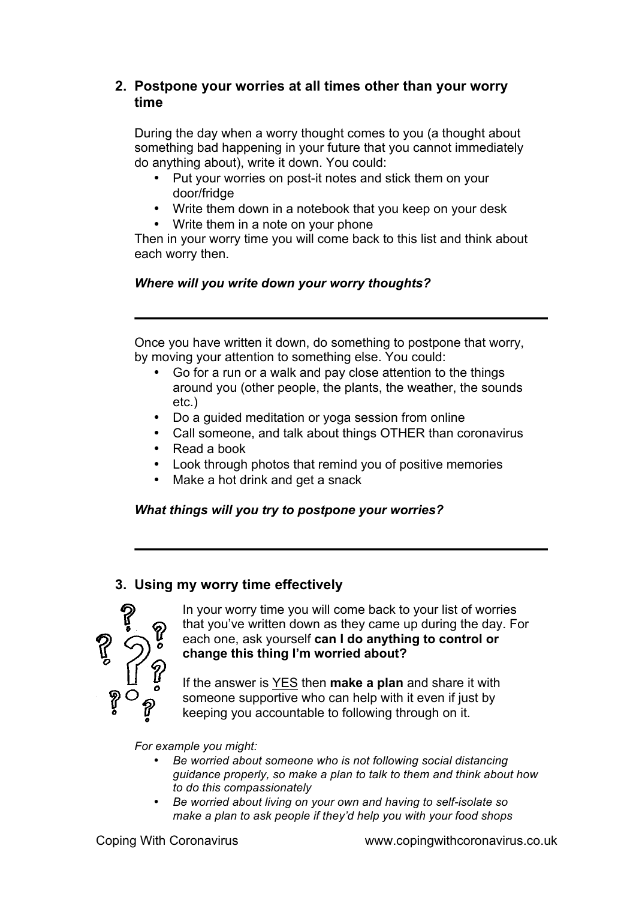## 2. Postpone your worries at all times other than your worry time

During the day when a worry thought comes to you (a thought about something bad happening in your future that you cannot immediately do anything about), write it down. You could:

- Put your worries on post-it notes and stick them on your door/fridge
- Write them down in a notebook that you keep on your desk
- Write them in a note on your phone

Then in your worry time you will come back to this list and think about each worry then.

***Where will you write down your worry thoughts?***

---

Once you have written it down, do something to postpone that worry, by moving your attention to something else. You could:

- Go for a run or a walk and pay close attention to the things around you (other people, the plants, the weather, the sounds etc.)
- Do a guided meditation or yoga session from online
- Call someone, and talk about things OTHER than coronavirus
- Read a book
- Look through photos that remind you of positive memories
- Make a hot drink and get a snack

***What things will you try to postpone your worries?***

---

## 3. Using my worry time effectively

In your worry time you will come back to your list of worries that you've written down as they came up during the day. For each one, ask yourself **can I do anything to control or change this thing I'm worried about?**

If the answer is <u>YES</u> then **make a plan** and share it with someone supportive who can help with it even if just by keeping you accountable to following through on it.

*For example you might:*

- *Be worried about someone who is not following social distancing guidance properly, so make a plan to talk to them and think about how to do this compassionately*
- *Be worried about living on your own and having to self-isolate so make a plan to ask people if they'd help you with your food shops*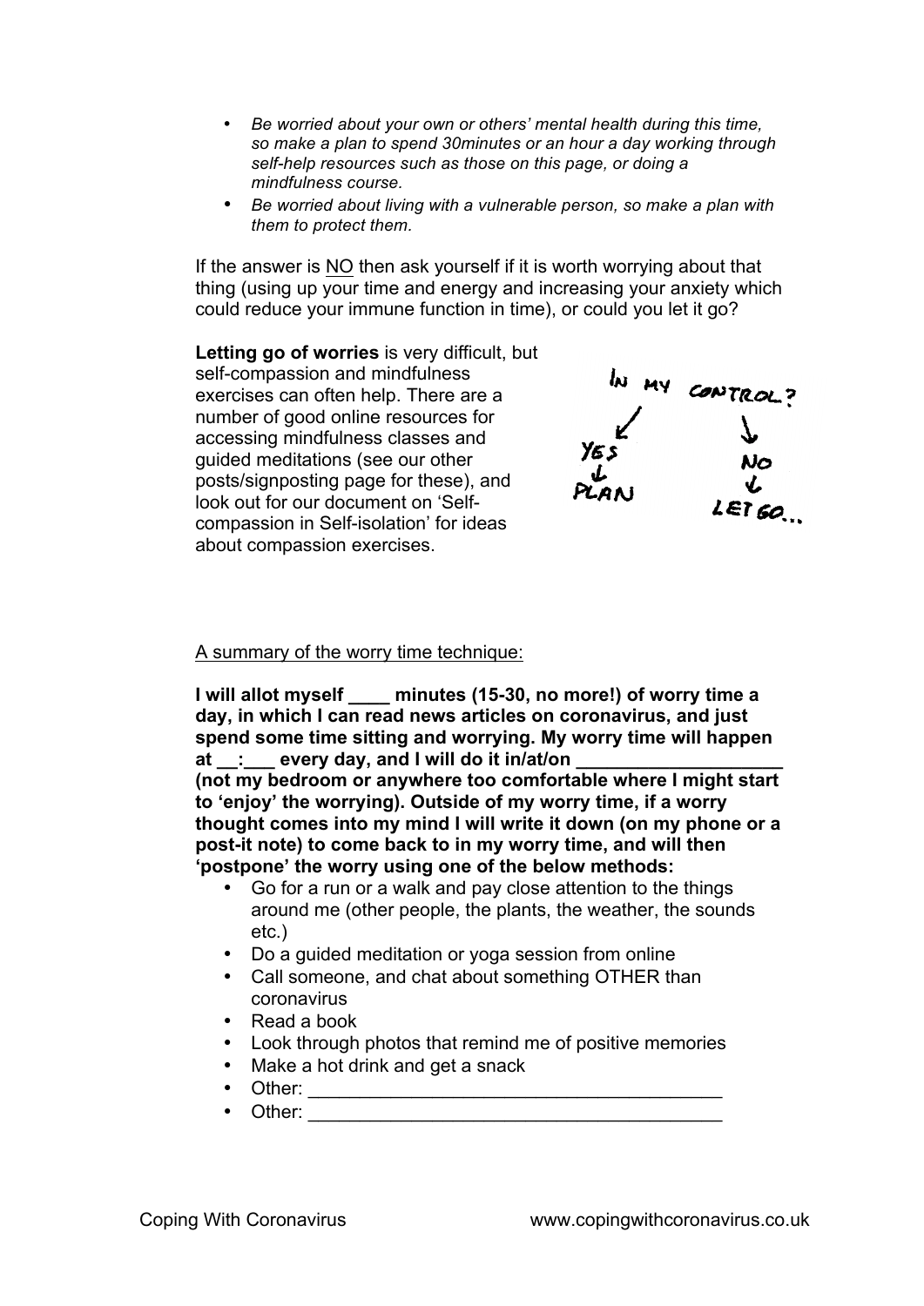- *Be worried about your own or others' mental health during this time, so make a plan to spend 30minutes or an hour a day working through self-help resources such as those on this page, or doing a mindfulness course.*
- *Be worried about living with a vulnerable person, so make a plan with them to protect them.*

If the answer is <u>NO</u> then ask yourself if it is worth worrying about that thing (using up your time and energy and increasing your anxiety which could reduce your immune function in time), or could you let it go?

**Letting go of worries** is very difficult, but self-compassion and mindfulness exercises can often help. There are a number of good online resources for accessing mindfulness classes and guided meditations (see our other posts/signposting page for these), and look out for our document on 'Self-compassion in Self-isolation' for ideas about compassion exercises.

IN MY CONTROL?

YES → PLAN

NO → LET GO...

<u>A summary of the worry time technique:</u>

**I will allot myself ____ minutes (15-30, no more!) of worry time a day, in which I can read news articles on coronavirus, and just spend some time sitting and worrying. My worry time will happen at __:___ every day, and I will do it in/at/on ____________________ (not my bedroom or anywhere too comfortable where I might start to 'enjoy' the worrying). Outside of my worry time, if a worry thought comes into my mind I will write it down (on my phone or a post-it note) to come back to in my worry time, and will then 'postpone' the worry using one of the below methods:**

- Go for a run or a walk and pay close attention to the things around me (other people, the plants, the weather, the sounds etc.)
- Do a guided meditation or yoga session from online
- Call someone, and chat about something OTHER than coronavirus
- Read a book
- Look through photos that remind me of positive memories
- Make a hot drink and get a snack
- Other: ________________________________________
- Other: ________________________________________